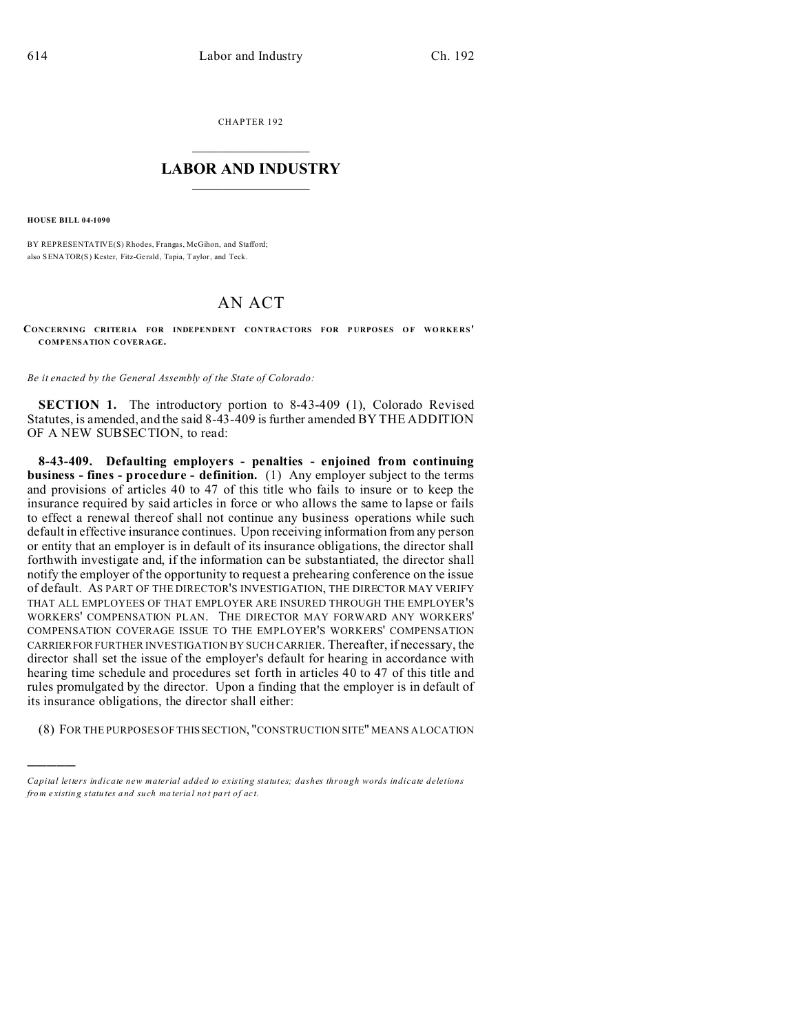CHAPTER 192

# LABOR AND INDUSTRY

**HOUSE BILL 04-1090**

BY REPRESENTATIVE(S) Rhodes, Frangas, McGihon, and Stafford;
also SENATOR(S) Kester, Fitz-Gerald, Tapia, Taylor, and Teck.

# AN ACT

**CONCERNING CRITERIA FOR INDEPENDENT CONTRACTORS FOR PURPOSES OF WORKERS' COMPENSATION COVERAGE.**

*Be it enacted by the General Assembly of the State of Colorado:*

**SECTION 1.** The introductory portion to 8-43-409 (1), Colorado Revised Statutes, is amended, and the said 8-43-409 is further amended BY THE ADDITION OF A NEW SUBSECTION, to read:

**8-43-409. Defaulting employers - penalties - enjoined from continuing business - fines - procedure - definition.** (1) Any employer subject to the terms and provisions of articles 40 to 47 of this title who fails to insure or to keep the insurance required by said articles in force or who allows the same to lapse or fails to effect a renewal thereof shall not continue any business operations while such default in effective insurance continues. Upon receiving information from any person or entity that an employer is in default of its insurance obligations, the director shall forthwith investigate and, if the information can be substantiated, the director shall notify the employer of the opportunity to request a prehearing conference on the issue of default. AS PART OF THE DIRECTOR'S INVESTIGATION, THE DIRECTOR MAY VERIFY THAT ALL EMPLOYEES OF THAT EMPLOYER ARE INSURED THROUGH THE EMPLOYER'S WORKERS' COMPENSATION PLAN. THE DIRECTOR MAY FORWARD ANY WORKERS' COMPENSATION COVERAGE ISSUE TO THE EMPLOYER'S WORKERS' COMPENSATION CARRIER FOR FURTHER INVESTIGATION BY SUCH CARRIER. Thereafter, if necessary, the director shall set the issue of the employer's default for hearing in accordance with hearing time schedule and procedures set forth in articles 40 to 47 of this title and rules promulgated by the director. Upon a finding that the employer is in default of its insurance obligations, the director shall either:

(8) FOR THE PURPOSES OF THIS SECTION, "CONSTRUCTION SITE" MEANS A LOCATION

---

*Capital letters indicate new material added to existing statutes; dashes through words indicate deletions from existing statutes and such material not part of act.*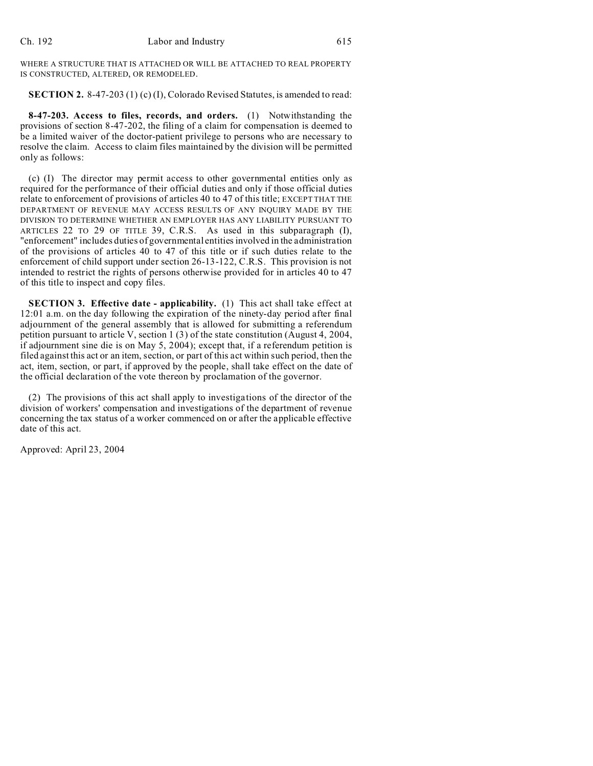WHERE A STRUCTURE THAT IS ATTACHED OR WILL BE ATTACHED TO REAL PROPERTY IS CONSTRUCTED, ALTERED, OR REMODELED.

**SECTION 2.** 8-47-203 (1) (c) (I), Colorado Revised Statutes, is amended to read:

**8-47-203. Access to files, records, and orders.** (1) Notwithstanding the provisions of section 8-47-202, the filing of a claim for compensation is deemed to be a limited waiver of the doctor-patient privilege to persons who are necessary to resolve the claim. Access to claim files maintained by the division will be permitted only as follows:

(c) (I) The director may permit access to other governmental entities only as required for the performance of their official duties and only if those official duties relate to enforcement of provisions of articles 40 to 47 of this title; EXCEPT THAT THE DEPARTMENT OF REVENUE MAY ACCESS RESULTS OF ANY INQUIRY MADE BY THE DIVISION TO DETERMINE WHETHER AN EMPLOYER HAS ANY LIABILITY PURSUANT TO ARTICLES 22 TO 29 OF TITLE 39, C.R.S. As used in this subparagraph (I), "enforcement" includes duties of governmental entities involved in the administration of the provisions of articles 40 to 47 of this title or if such duties relate to the enforcement of child support under section 26-13-122, C.R.S. This provision is not intended to restrict the rights of persons otherwise provided for in articles 40 to 47 of this title to inspect and copy files.

**SECTION 3. Effective date - applicability.** (1) This act shall take effect at 12:01 a.m. on the day following the expiration of the ninety-day period after final adjournment of the general assembly that is allowed for submitting a referendum petition pursuant to article V, section 1 (3) of the state constitution (August 4, 2004, if adjournment sine die is on May 5, 2004); except that, if a referendum petition is filed against this act or an item, section, or part of this act within such period, then the act, item, section, or part, if approved by the people, shall take effect on the date of the official declaration of the vote thereon by proclamation of the governor.

(2) The provisions of this act shall apply to investigations of the director of the division of workers' compensation and investigations of the department of revenue concerning the tax status of a worker commenced on or after the applicable effective date of this act.

Approved: April 23, 2004